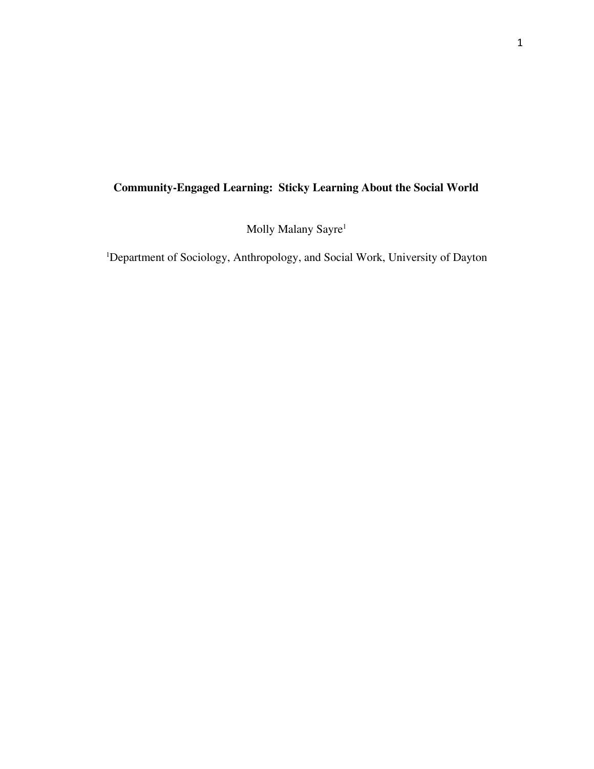# Community-Engaged Learning: Sticky Learning About the Social World

Molly Malany Sayre[1]

[1]Department of Sociology, Anthropology, and Social Work, University of Dayton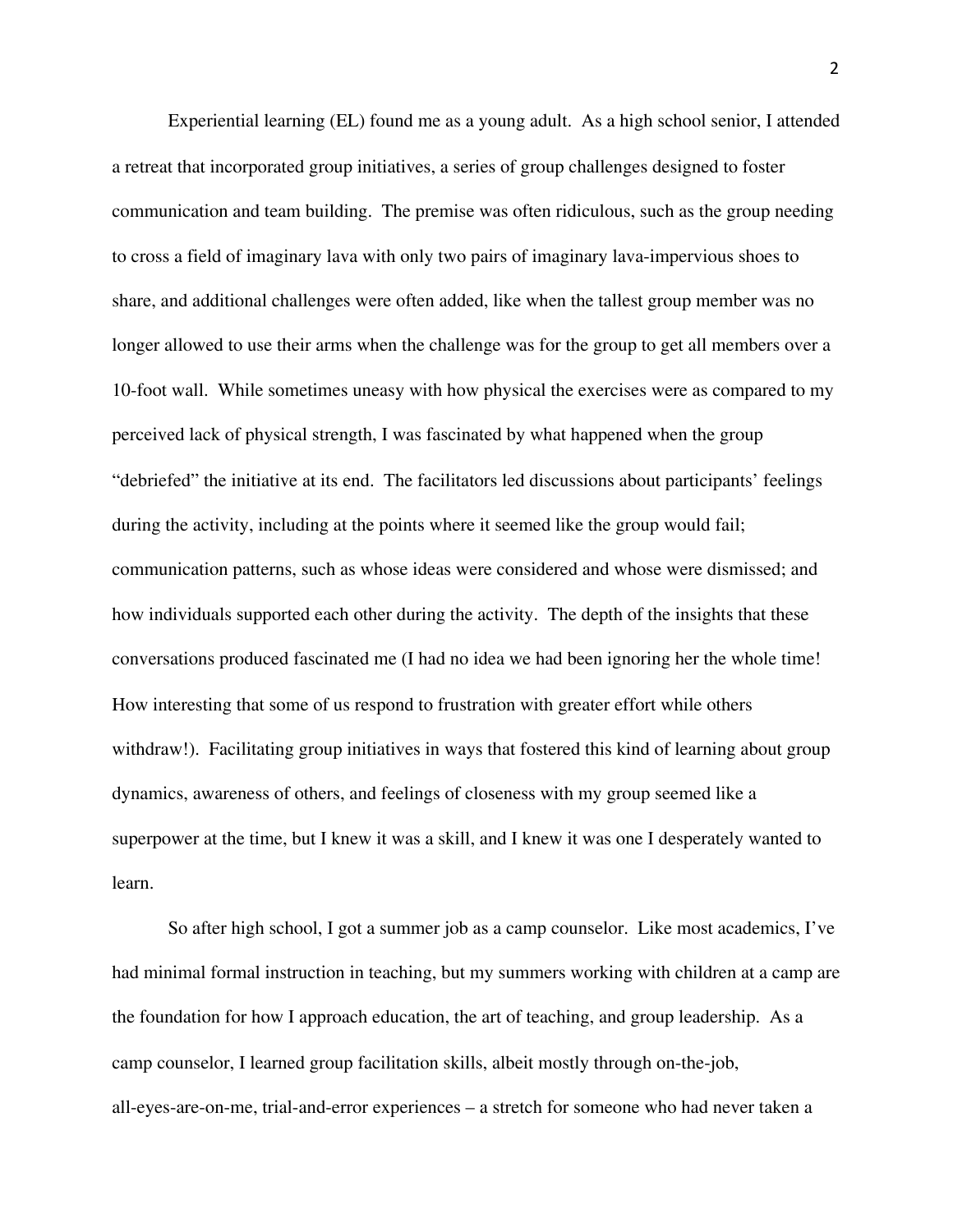Experiential learning (EL) found me as a young adult. As a high school senior, I attended a retreat that incorporated group initiatives, a series of group challenges designed to foster communication and team building. The premise was often ridiculous, such as the group needing to cross a field of imaginary lava with only two pairs of imaginary lava-impervious shoes to share, and additional challenges were often added, like when the tallest group member was no longer allowed to use their arms when the challenge was for the group to get all members over a 10-foot wall. While sometimes uneasy with how physical the exercises were as compared to my perceived lack of physical strength, I was fascinated by what happened when the group "debriefed" the initiative at its end. The facilitators led discussions about participants' feelings during the activity, including at the points where it seemed like the group would fail; communication patterns, such as whose ideas were considered and whose were dismissed; and how individuals supported each other during the activity. The depth of the insights that these conversations produced fascinated me (I had no idea we had been ignoring her the whole time! How interesting that some of us respond to frustration with greater effort while others withdraw!). Facilitating group initiatives in ways that fostered this kind of learning about group dynamics, awareness of others, and feelings of closeness with my group seemed like a superpower at the time, but I knew it was a skill, and I knew it was one I desperately wanted to learn.

So after high school, I got a summer job as a camp counselor. Like most academics, I've had minimal formal instruction in teaching, but my summers working with children at a camp are the foundation for how I approach education, the art of teaching, and group leadership. As a camp counselor, I learned group facilitation skills, albeit mostly through on-the-job, all-eyes-are-on-me, trial-and-error experiences – a stretch for someone who had never taken a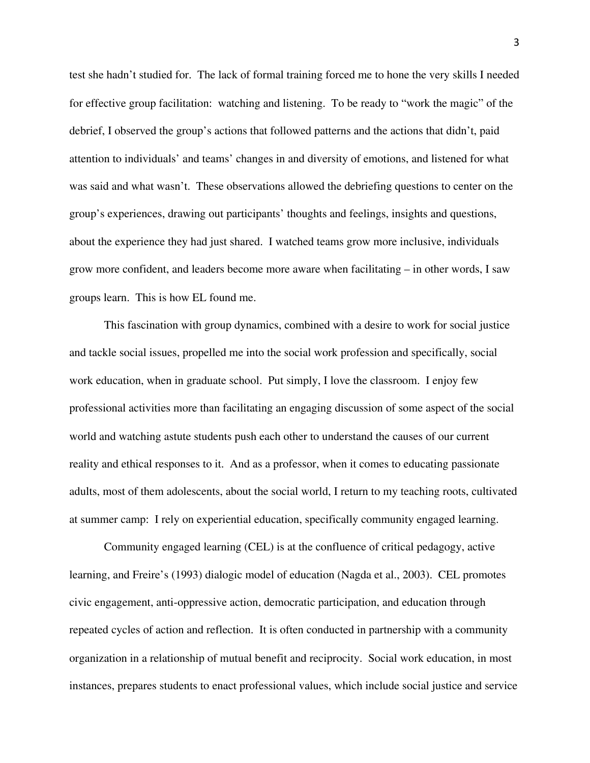test she hadn't studied for. The lack of formal training forced me to hone the very skills I needed for effective group facilitation: watching and listening. To be ready to "work the magic" of the debrief, I observed the group's actions that followed patterns and the actions that didn't, paid attention to individuals' and teams' changes in and diversity of emotions, and listened for what was said and what wasn't. These observations allowed the debriefing questions to center on the group's experiences, drawing out participants' thoughts and feelings, insights and questions, about the experience they had just shared. I watched teams grow more inclusive, individuals grow more confident, and leaders become more aware when facilitating – in other words, I saw groups learn. This is how EL found me.

This fascination with group dynamics, combined with a desire to work for social justice and tackle social issues, propelled me into the social work profession and specifically, social work education, when in graduate school. Put simply, I love the classroom. I enjoy few professional activities more than facilitating an engaging discussion of some aspect of the social world and watching astute students push each other to understand the causes of our current reality and ethical responses to it. And as a professor, when it comes to educating passionate adults, most of them adolescents, about the social world, I return to my teaching roots, cultivated at summer camp: I rely on experiential education, specifically community engaged learning.

Community engaged learning (CEL) is at the confluence of critical pedagogy, active learning, and Freire's (1993) dialogic model of education (Nagda et al., 2003). CEL promotes civic engagement, anti-oppressive action, democratic participation, and education through repeated cycles of action and reflection. It is often conducted in partnership with a community organization in a relationship of mutual benefit and reciprocity. Social work education, in most instances, prepares students to enact professional values, which include social justice and service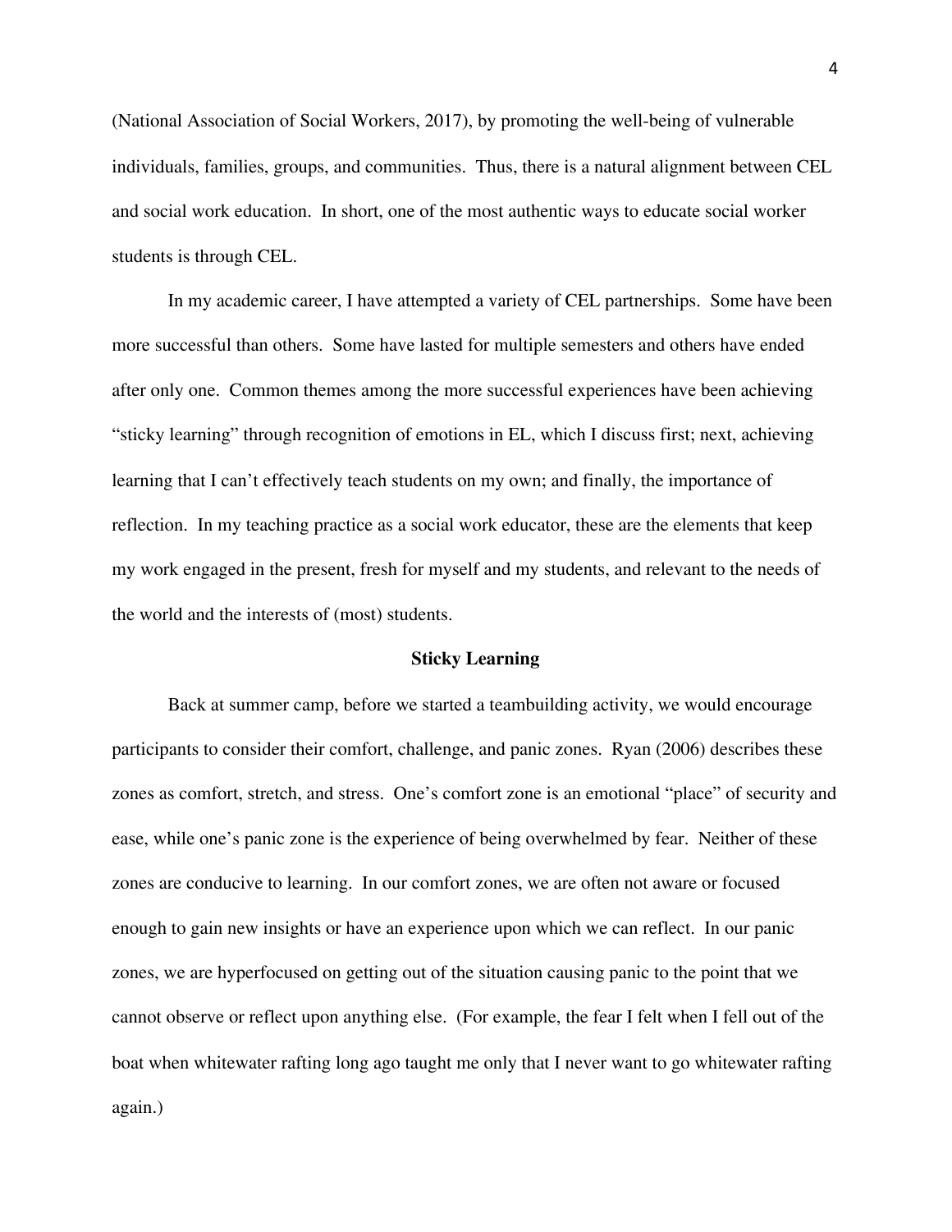(National Association of Social Workers, 2017), by promoting the well-being of vulnerable individuals, families, groups, and communities. Thus, there is a natural alignment between CEL and social work education. In short, one of the most authentic ways to educate social worker students is through CEL.

In my academic career, I have attempted a variety of CEL partnerships. Some have been more successful than others. Some have lasted for multiple semesters and others have ended after only one. Common themes among the more successful experiences have been achieving "sticky learning" through recognition of emotions in EL, which I discuss first; next, achieving learning that I can't effectively teach students on my own; and finally, the importance of reflection. In my teaching practice as a social work educator, these are the elements that keep my work engaged in the present, fresh for myself and my students, and relevant to the needs of the world and the interests of (most) students.

## Sticky Learning

Back at summer camp, before we started a teambuilding activity, we would encourage participants to consider their comfort, challenge, and panic zones. Ryan (2006) describes these zones as comfort, stretch, and stress. One's comfort zone is an emotional "place" of security and ease, while one's panic zone is the experience of being overwhelmed by fear. Neither of these zones are conducive to learning. In our comfort zones, we are often not aware or focused enough to gain new insights or have an experience upon which we can reflect. In our panic zones, we are hyperfocused on getting out of the situation causing panic to the point that we cannot observe or reflect upon anything else. (For example, the fear I felt when I fell out of the boat when whitewater rafting long ago taught me only that I never want to go whitewater rafting again.)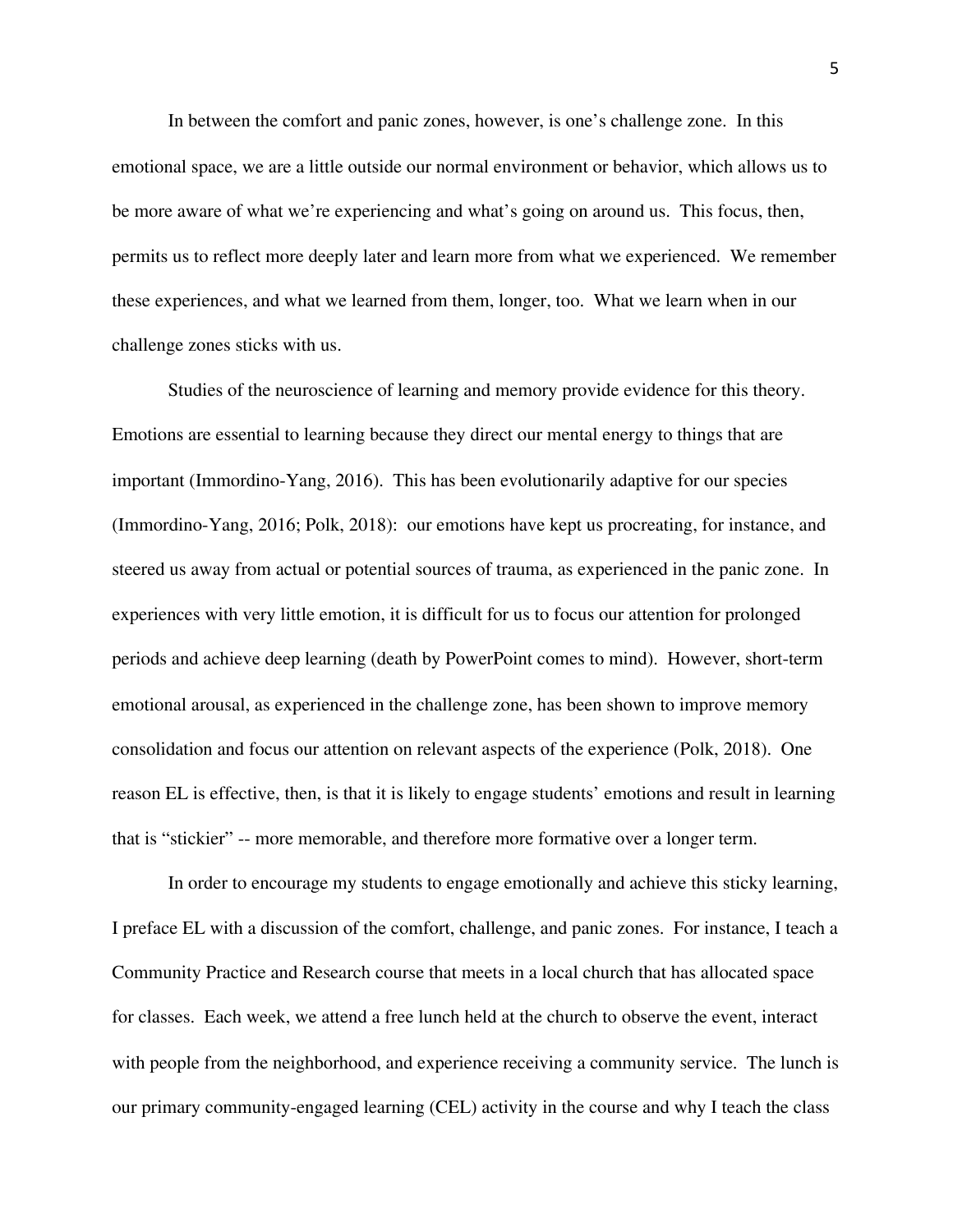In between the comfort and panic zones, however, is one's challenge zone. In this emotional space, we are a little outside our normal environment or behavior, which allows us to be more aware of what we're experiencing and what's going on around us. This focus, then, permits us to reflect more deeply later and learn more from what we experienced. We remember these experiences, and what we learned from them, longer, too. What we learn when in our challenge zones sticks with us.

Studies of the neuroscience of learning and memory provide evidence for this theory. Emotions are essential to learning because they direct our mental energy to things that are important (Immordino-Yang, 2016). This has been evolutionarily adaptive for our species (Immordino-Yang, 2016; Polk, 2018): our emotions have kept us procreating, for instance, and steered us away from actual or potential sources of trauma, as experienced in the panic zone. In experiences with very little emotion, it is difficult for us to focus our attention for prolonged periods and achieve deep learning (death by PowerPoint comes to mind). However, short-term emotional arousal, as experienced in the challenge zone, has been shown to improve memory consolidation and focus our attention on relevant aspects of the experience (Polk, 2018). One reason EL is effective, then, is that it is likely to engage students' emotions and result in learning that is "stickier" -- more memorable, and therefore more formative over a longer term.

In order to encourage my students to engage emotionally and achieve this sticky learning, I preface EL with a discussion of the comfort, challenge, and panic zones. For instance, I teach a Community Practice and Research course that meets in a local church that has allocated space for classes. Each week, we attend a free lunch held at the church to observe the event, interact with people from the neighborhood, and experience receiving a community service. The lunch is our primary community-engaged learning (CEL) activity in the course and why I teach the class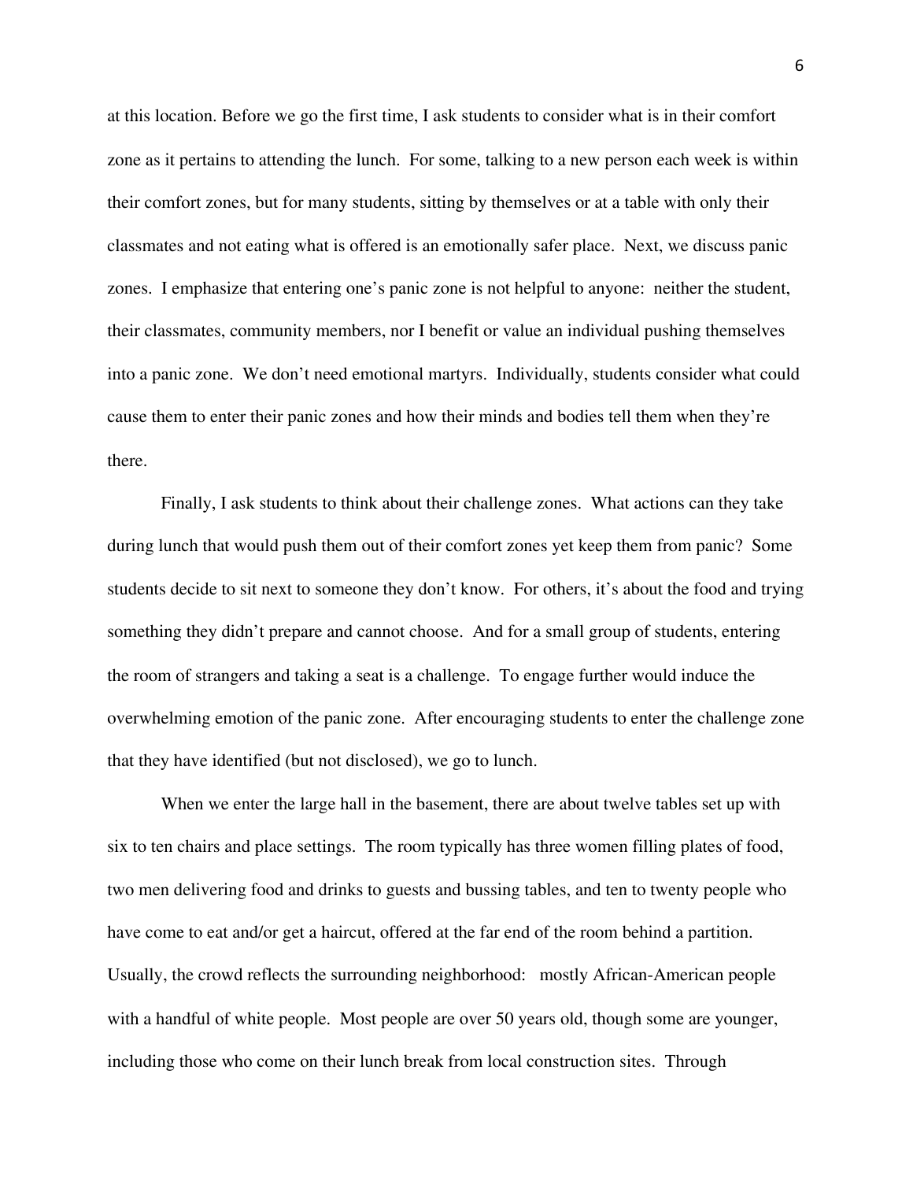at this location. Before we go the first time, I ask students to consider what is in their comfort zone as it pertains to attending the lunch. For some, talking to a new person each week is within their comfort zones, but for many students, sitting by themselves or at a table with only their classmates and not eating what is offered is an emotionally safer place. Next, we discuss panic zones. I emphasize that entering one's panic zone is not helpful to anyone: neither the student, their classmates, community members, nor I benefit or value an individual pushing themselves into a panic zone. We don't need emotional martyrs. Individually, students consider what could cause them to enter their panic zones and how their minds and bodies tell them when they're there.

Finally, I ask students to think about their challenge zones. What actions can they take during lunch that would push them out of their comfort zones yet keep them from panic? Some students decide to sit next to someone they don't know. For others, it's about the food and trying something they didn't prepare and cannot choose. And for a small group of students, entering the room of strangers and taking a seat is a challenge. To engage further would induce the overwhelming emotion of the panic zone. After encouraging students to enter the challenge zone that they have identified (but not disclosed), we go to lunch.

When we enter the large hall in the basement, there are about twelve tables set up with six to ten chairs and place settings. The room typically has three women filling plates of food, two men delivering food and drinks to guests and bussing tables, and ten to twenty people who have come to eat and/or get a haircut, offered at the far end of the room behind a partition. Usually, the crowd reflects the surrounding neighborhood: mostly African-American people with a handful of white people. Most people are over 50 years old, though some are younger, including those who come on their lunch break from local construction sites. Through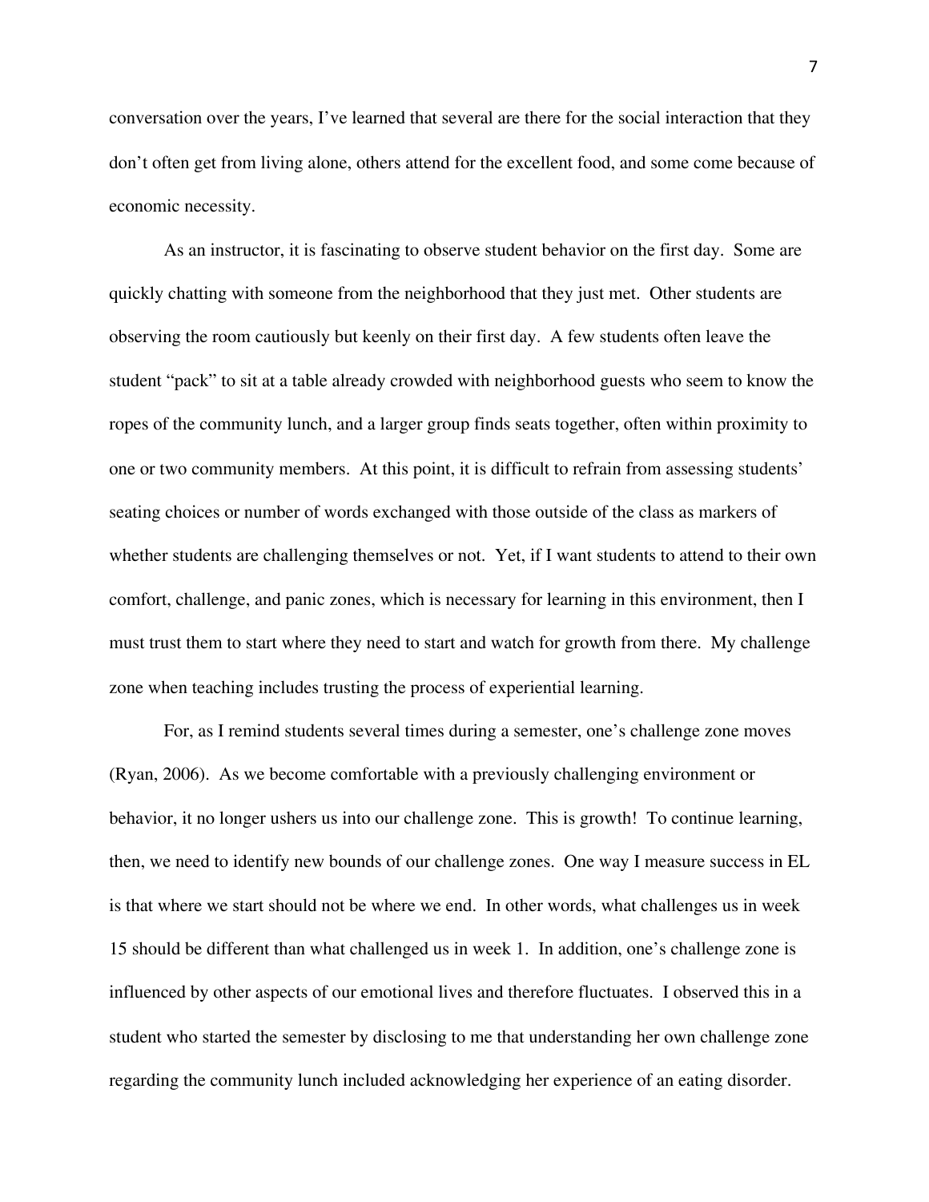conversation over the years, I've learned that several are there for the social interaction that they don't often get from living alone, others attend for the excellent food, and some come because of economic necessity.

As an instructor, it is fascinating to observe student behavior on the first day. Some are quickly chatting with someone from the neighborhood that they just met. Other students are observing the room cautiously but keenly on their first day. A few students often leave the student "pack" to sit at a table already crowded with neighborhood guests who seem to know the ropes of the community lunch, and a larger group finds seats together, often within proximity to one or two community members. At this point, it is difficult to refrain from assessing students' seating choices or number of words exchanged with those outside of the class as markers of whether students are challenging themselves or not. Yet, if I want students to attend to their own comfort, challenge, and panic zones, which is necessary for learning in this environment, then I must trust them to start where they need to start and watch for growth from there. My challenge zone when teaching includes trusting the process of experiential learning.

For, as I remind students several times during a semester, one's challenge zone moves (Ryan, 2006). As we become comfortable with a previously challenging environment or behavior, it no longer ushers us into our challenge zone. This is growth! To continue learning, then, we need to identify new bounds of our challenge zones. One way I measure success in EL is that where we start should not be where we end. In other words, what challenges us in week 15 should be different than what challenged us in week 1. In addition, one's challenge zone is influenced by other aspects of our emotional lives and therefore fluctuates. I observed this in a student who started the semester by disclosing to me that understanding her own challenge zone regarding the community lunch included acknowledging her experience of an eating disorder.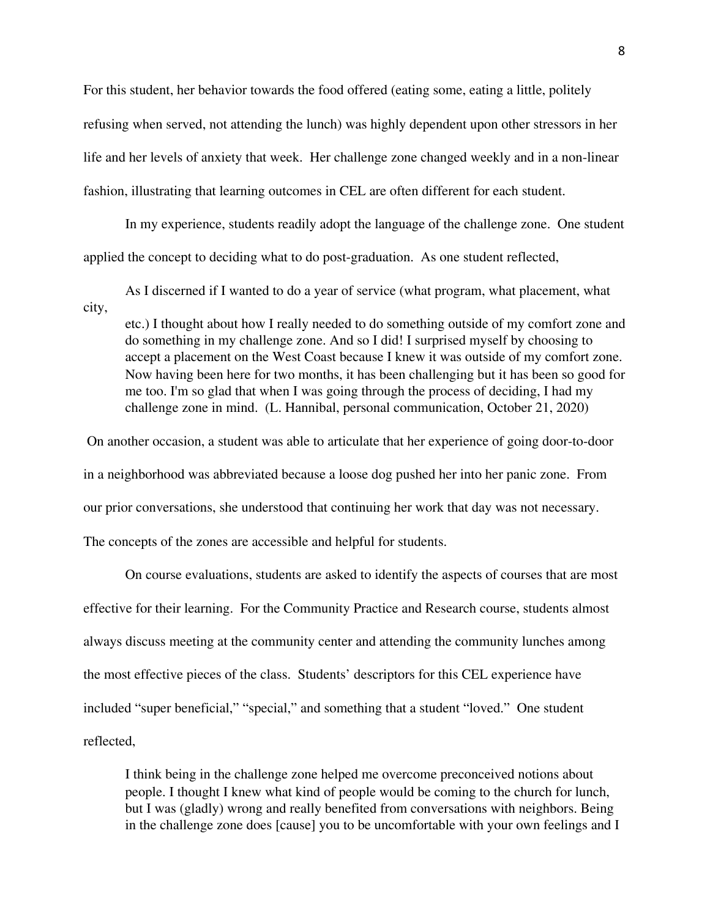For this student, her behavior towards the food offered (eating some, eating a little, politely refusing when served, not attending the lunch) was highly dependent upon other stressors in her life and her levels of anxiety that week. Her challenge zone changed weekly and in a non-linear fashion, illustrating that learning outcomes in CEL are often different for each student.

In my experience, students readily adopt the language of the challenge zone. One student applied the concept to deciding what to do post-graduation. As one student reflected,

> As I discerned if I wanted to do a year of service (what program, what placement, what city, etc.) I thought about how I really needed to do something outside of my comfort zone and do something in my challenge zone. And so I did! I surprised myself by choosing to accept a placement on the West Coast because I knew it was outside of my comfort zone. Now having been here for two months, it has been challenging but it has been so good for me too. I'm so glad that when I was going through the process of deciding, I had my challenge zone in mind. (L. Hannibal, personal communication, October 21, 2020)

On another occasion, a student was able to articulate that her experience of going door-to-door in a neighborhood was abbreviated because a loose dog pushed her into her panic zone. From our prior conversations, she understood that continuing her work that day was not necessary. The concepts of the zones are accessible and helpful for students.

On course evaluations, students are asked to identify the aspects of courses that are most effective for their learning. For the Community Practice and Research course, students almost always discuss meeting at the community center and attending the community lunches among the most effective pieces of the class. Students' descriptors for this CEL experience have included "super beneficial," "special," and something that a student "loved." One student reflected,

> I think being in the challenge zone helped me overcome preconceived notions about people. I thought I knew what kind of people would be coming to the church for lunch, but I was (gladly) wrong and really benefited from conversations with neighbors. Being in the challenge zone does [cause] you to be uncomfortable with your own feelings and I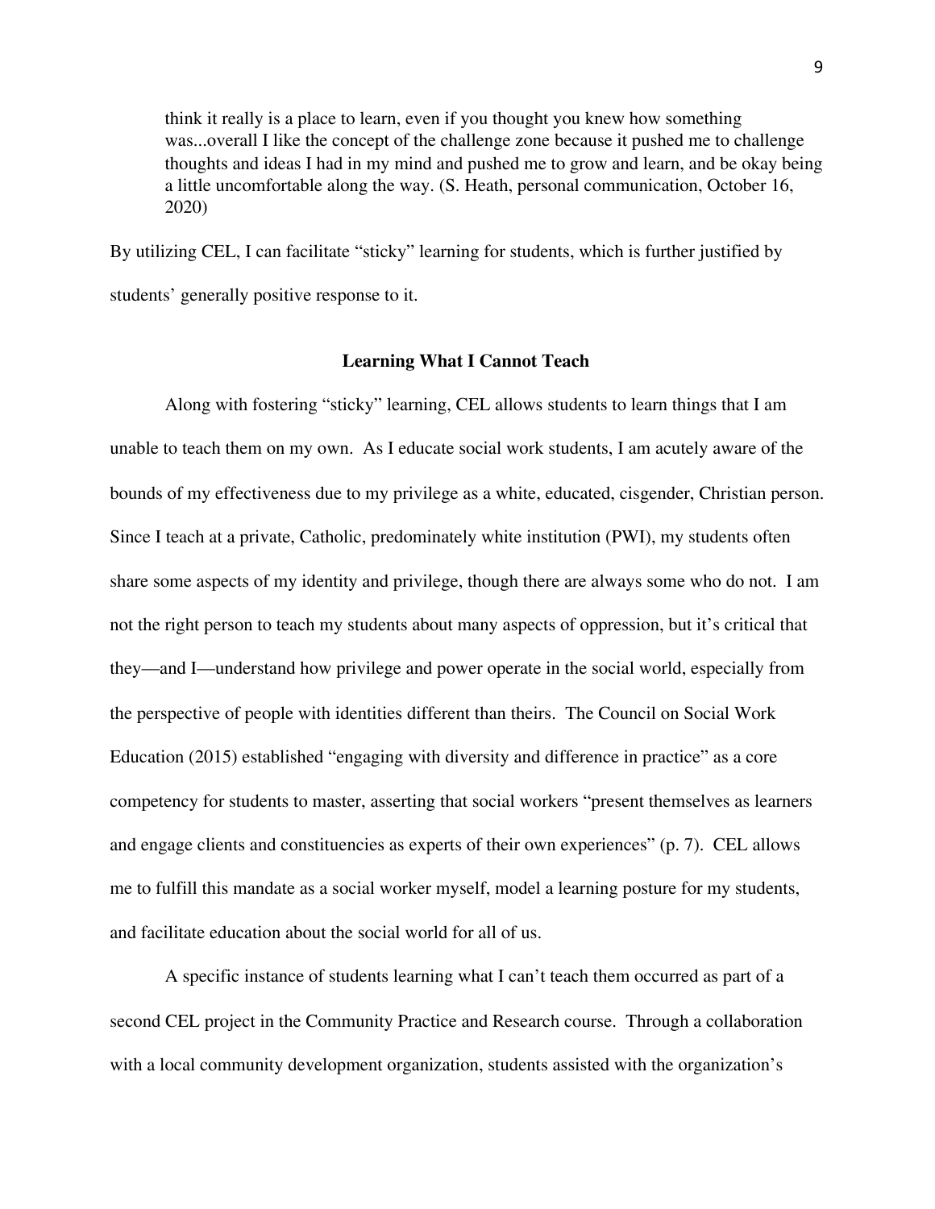> think it really is a place to learn, even if you thought you knew how something was...overall I like the concept of the challenge zone because it pushed me to challenge thoughts and ideas I had in my mind and pushed me to grow and learn, and be okay being a little uncomfortable along the way. (S. Heath, personal communication, October 16, 2020)

By utilizing CEL, I can facilitate "sticky" learning for students, which is further justified by students' generally positive response to it.

## Learning What I Cannot Teach

Along with fostering "sticky" learning, CEL allows students to learn things that I am unable to teach them on my own. As I educate social work students, I am acutely aware of the bounds of my effectiveness due to my privilege as a white, educated, cisgender, Christian person. Since I teach at a private, Catholic, predominately white institution (PWI), my students often share some aspects of my identity and privilege, though there are always some who do not. I am not the right person to teach my students about many aspects of oppression, but it's critical that they—and I—understand how privilege and power operate in the social world, especially from the perspective of people with identities different than theirs. The Council on Social Work Education (2015) established "engaging with diversity and difference in practice" as a core competency for students to master, asserting that social workers "present themselves as learners and engage clients and constituencies as experts of their own experiences" (p. 7). CEL allows me to fulfill this mandate as a social worker myself, model a learning posture for my students, and facilitate education about the social world for all of us.

A specific instance of students learning what I can't teach them occurred as part of a second CEL project in the Community Practice and Research course. Through a collaboration with a local community development organization, students assisted with the organization's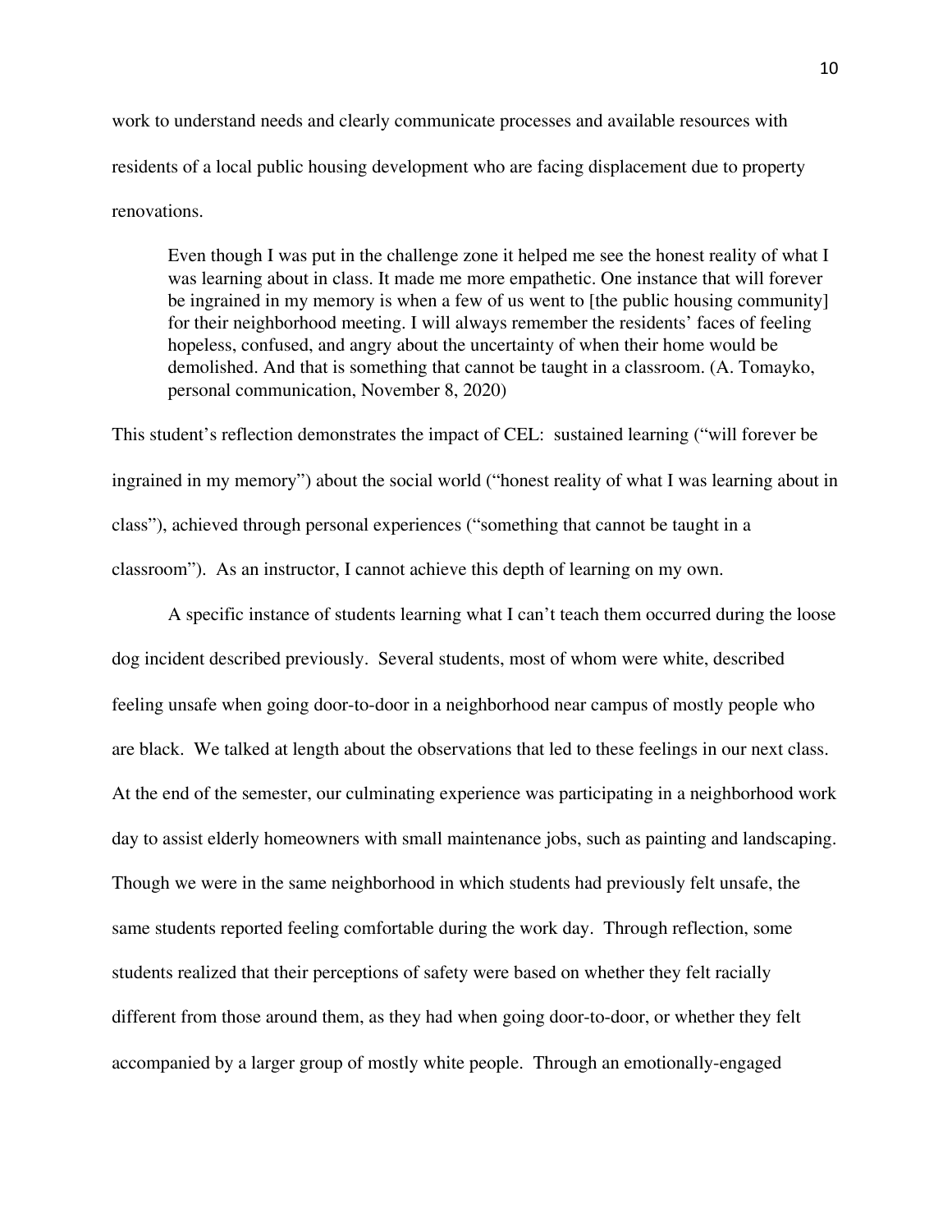work to understand needs and clearly communicate processes and available resources with residents of a local public housing development who are facing displacement due to property renovations.

> Even though I was put in the challenge zone it helped me see the honest reality of what I was learning about in class. It made me more empathetic. One instance that will forever be ingrained in my memory is when a few of us went to [the public housing community] for their neighborhood meeting. I will always remember the residents' faces of feeling hopeless, confused, and angry about the uncertainty of when their home would be demolished. And that is something that cannot be taught in a classroom. (A. Tomayko, personal communication, November 8, 2020)

This student's reflection demonstrates the impact of CEL: sustained learning ("will forever be ingrained in my memory") about the social world ("honest reality of what I was learning about in class"), achieved through personal experiences ("something that cannot be taught in a classroom"). As an instructor, I cannot achieve this depth of learning on my own.

A specific instance of students learning what I can't teach them occurred during the loose dog incident described previously. Several students, most of whom were white, described feeling unsafe when going door-to-door in a neighborhood near campus of mostly people who are black. We talked at length about the observations that led to these feelings in our next class. At the end of the semester, our culminating experience was participating in a neighborhood work day to assist elderly homeowners with small maintenance jobs, such as painting and landscaping. Though we were in the same neighborhood in which students had previously felt unsafe, the same students reported feeling comfortable during the work day. Through reflection, some students realized that their perceptions of safety were based on whether they felt racially different from those around them, as they had when going door-to-door, or whether they felt accompanied by a larger group of mostly white people. Through an emotionally-engaged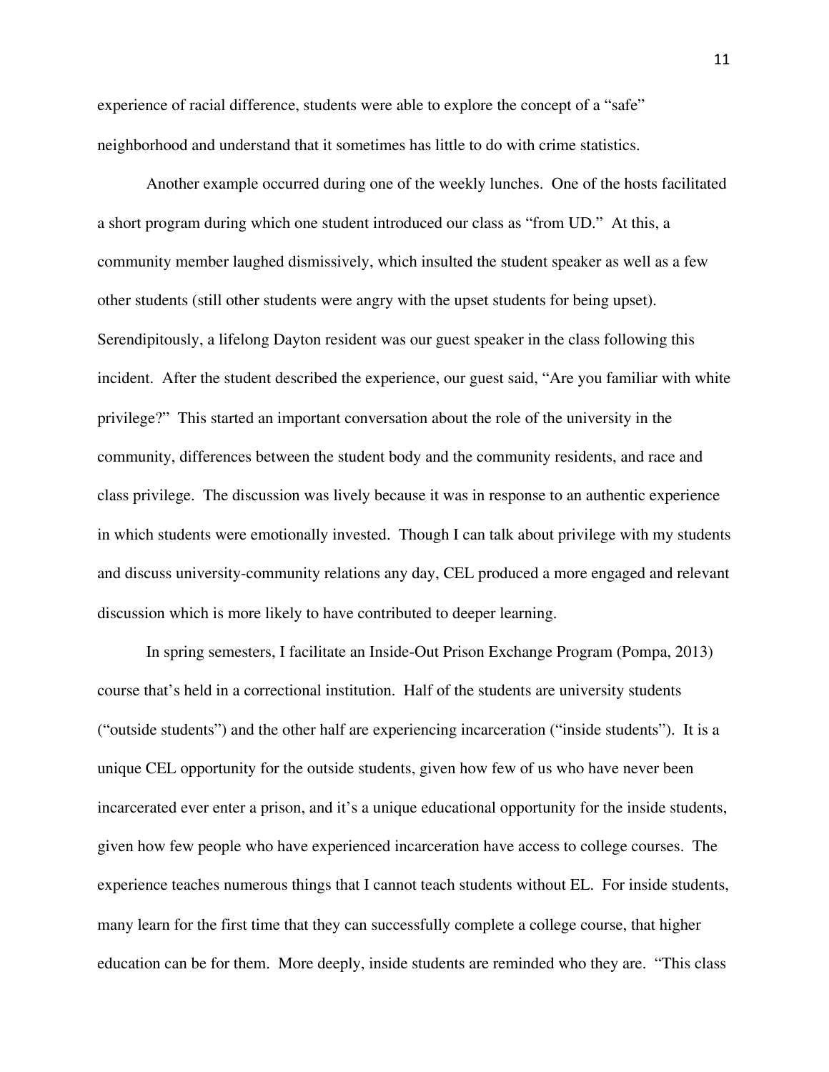experience of racial difference, students were able to explore the concept of a "safe" neighborhood and understand that it sometimes has little to do with crime statistics.

Another example occurred during one of the weekly lunches. One of the hosts facilitated a short program during which one student introduced our class as "from UD." At this, a community member laughed dismissively, which insulted the student speaker as well as a few other students (still other students were angry with the upset students for being upset). Serendipitously, a lifelong Dayton resident was our guest speaker in the class following this incident. After the student described the experience, our guest said, "Are you familiar with white privilege?" This started an important conversation about the role of the university in the community, differences between the student body and the community residents, and race and class privilege. The discussion was lively because it was in response to an authentic experience in which students were emotionally invested. Though I can talk about privilege with my students and discuss university-community relations any day, CEL produced a more engaged and relevant discussion which is more likely to have contributed to deeper learning.

In spring semesters, I facilitate an Inside-Out Prison Exchange Program (Pompa, 2013) course that's held in a correctional institution. Half of the students are university students ("outside students") and the other half are experiencing incarceration ("inside students"). It is a unique CEL opportunity for the outside students, given how few of us who have never been incarcerated ever enter a prison, and it's a unique educational opportunity for the inside students, given how few people who have experienced incarceration have access to college courses. The experience teaches numerous things that I cannot teach students without EL. For inside students, many learn for the first time that they can successfully complete a college course, that higher education can be for them. More deeply, inside students are reminded who they are. "This class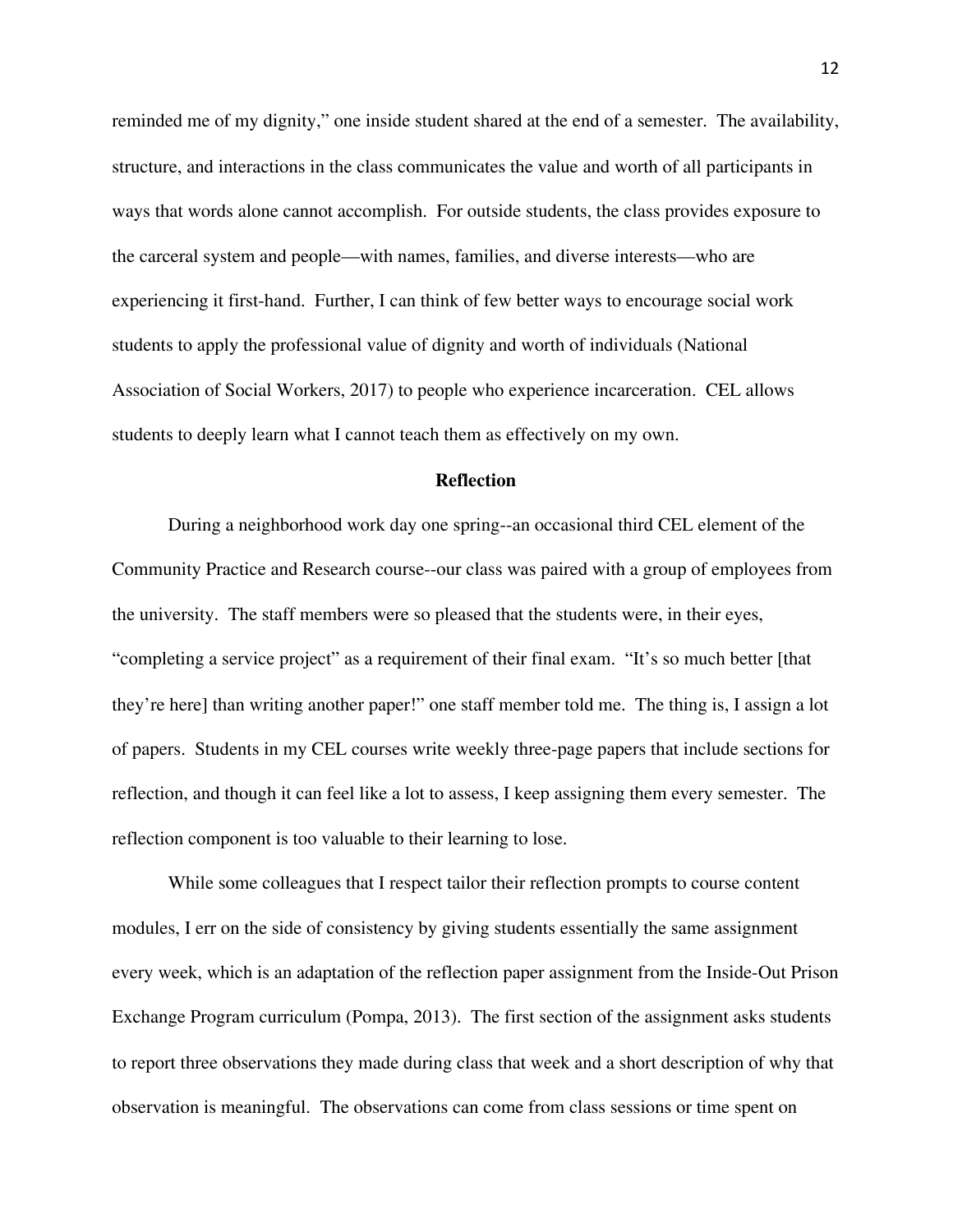reminded me of my dignity," one inside student shared at the end of a semester. The availability, structure, and interactions in the class communicates the value and worth of all participants in ways that words alone cannot accomplish. For outside students, the class provides exposure to the carceral system and people—with names, families, and diverse interests—who are experiencing it first-hand. Further, I can think of few better ways to encourage social work students to apply the professional value of dignity and worth of individuals (National Association of Social Workers, 2017) to people who experience incarceration. CEL allows students to deeply learn what I cannot teach them as effectively on my own.

## Reflection

During a neighborhood work day one spring--an occasional third CEL element of the Community Practice and Research course--our class was paired with a group of employees from the university. The staff members were so pleased that the students were, in their eyes, "completing a service project" as a requirement of their final exam. "It's so much better [that they're here] than writing another paper!" one staff member told me. The thing is, I assign a lot of papers. Students in my CEL courses write weekly three-page papers that include sections for reflection, and though it can feel like a lot to assess, I keep assigning them every semester. The reflection component is too valuable to their learning to lose.

While some colleagues that I respect tailor their reflection prompts to course content modules, I err on the side of consistency by giving students essentially the same assignment every week, which is an adaptation of the reflection paper assignment from the Inside-Out Prison Exchange Program curriculum (Pompa, 2013). The first section of the assignment asks students to report three observations they made during class that week and a short description of why that observation is meaningful. The observations can come from class sessions or time spent on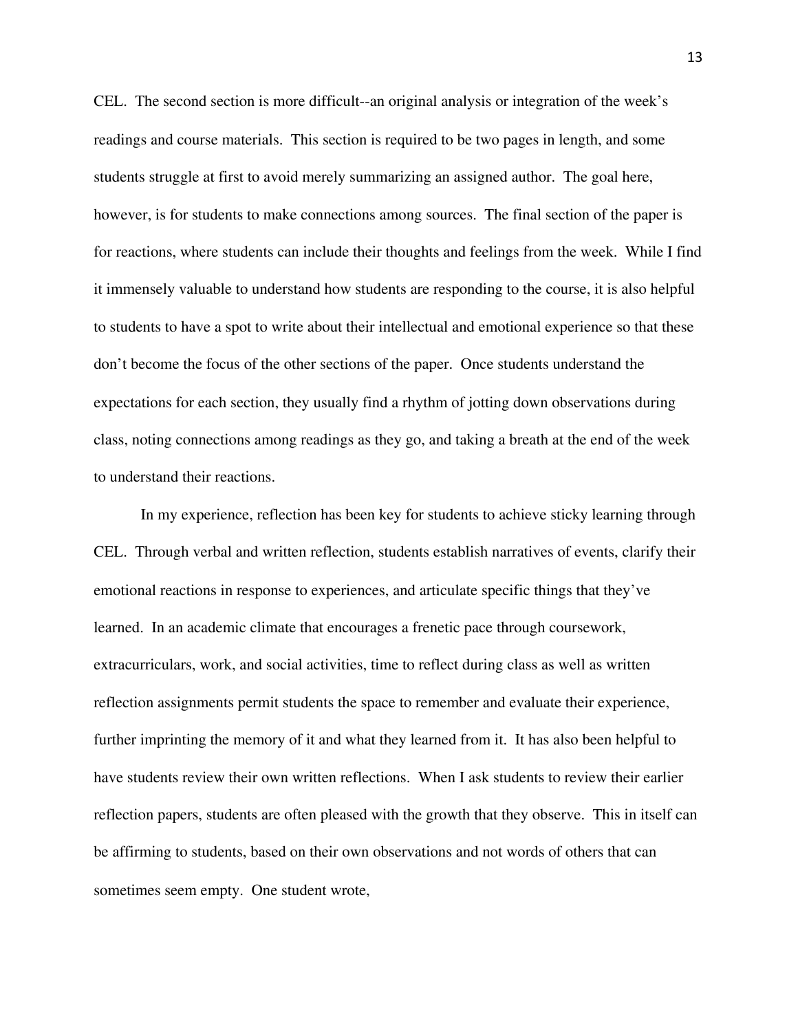CEL. The second section is more difficult--an original analysis or integration of the week's readings and course materials. This section is required to be two pages in length, and some students struggle at first to avoid merely summarizing an assigned author. The goal here, however, is for students to make connections among sources. The final section of the paper is for reactions, where students can include their thoughts and feelings from the week. While I find it immensely valuable to understand how students are responding to the course, it is also helpful to students to have a spot to write about their intellectual and emotional experience so that these don't become the focus of the other sections of the paper. Once students understand the expectations for each section, they usually find a rhythm of jotting down observations during class, noting connections among readings as they go, and taking a breath at the end of the week to understand their reactions.

In my experience, reflection has been key for students to achieve sticky learning through CEL. Through verbal and written reflection, students establish narratives of events, clarify their emotional reactions in response to experiences, and articulate specific things that they've learned. In an academic climate that encourages a frenetic pace through coursework, extracurriculars, work, and social activities, time to reflect during class as well as written reflection assignments permit students the space to remember and evaluate their experience, further imprinting the memory of it and what they learned from it. It has also been helpful to have students review their own written reflections. When I ask students to review their earlier reflection papers, students are often pleased with the growth that they observe. This in itself can be affirming to students, based on their own observations and not words of others that can sometimes seem empty. One student wrote,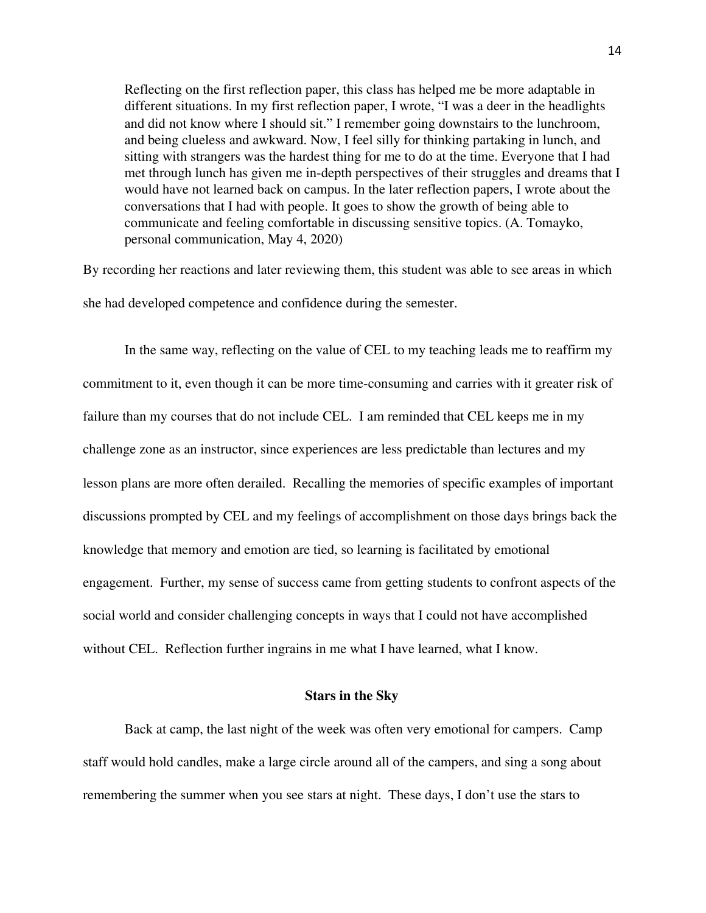> Reflecting on the first reflection paper, this class has helped me be more adaptable in different situations. In my first reflection paper, I wrote, "I was a deer in the headlights and did not know where I should sit." I remember going downstairs to the lunchroom, and being clueless and awkward. Now, I feel silly for thinking partaking in lunch, and sitting with strangers was the hardest thing for me to do at the time. Everyone that I had met through lunch has given me in-depth perspectives of their struggles and dreams that I would have not learned back on campus. In the later reflection papers, I wrote about the conversations that I had with people. It goes to show the growth of being able to communicate and feeling comfortable in discussing sensitive topics. (A. Tomayko, personal communication, May 4, 2020)

By recording her reactions and later reviewing them, this student was able to see areas in which she had developed competence and confidence during the semester.

In the same way, reflecting on the value of CEL to my teaching leads me to reaffirm my commitment to it, even though it can be more time-consuming and carries with it greater risk of failure than my courses that do not include CEL. I am reminded that CEL keeps me in my challenge zone as an instructor, since experiences are less predictable than lectures and my lesson plans are more often derailed. Recalling the memories of specific examples of important discussions prompted by CEL and my feelings of accomplishment on those days brings back the knowledge that memory and emotion are tied, so learning is facilitated by emotional engagement. Further, my sense of success came from getting students to confront aspects of the social world and consider challenging concepts in ways that I could not have accomplished without CEL. Reflection further ingrains in me what I have learned, what I know.

## Stars in the Sky

Back at camp, the last night of the week was often very emotional for campers. Camp staff would hold candles, make a large circle around all of the campers, and sing a song about remembering the summer when you see stars at night. These days, I don't use the stars to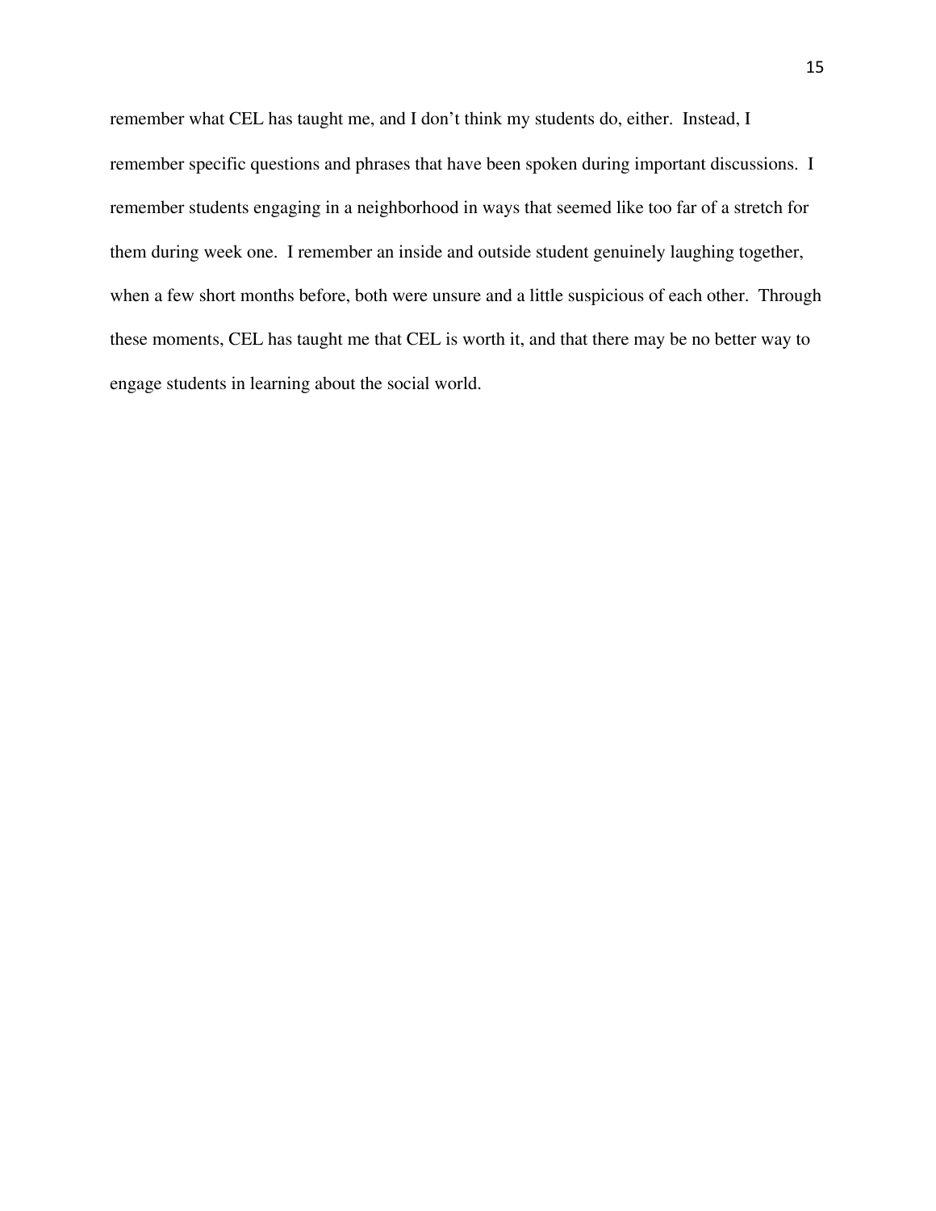remember what CEL has taught me, and I don't think my students do, either. Instead, I remember specific questions and phrases that have been spoken during important discussions. I remember students engaging in a neighborhood in ways that seemed like too far of a stretch for them during week one. I remember an inside and outside student genuinely laughing together, when a few short months before, both were unsure and a little suspicious of each other. Through these moments, CEL has taught me that CEL is worth it, and that there may be no better way to engage students in learning about the social world.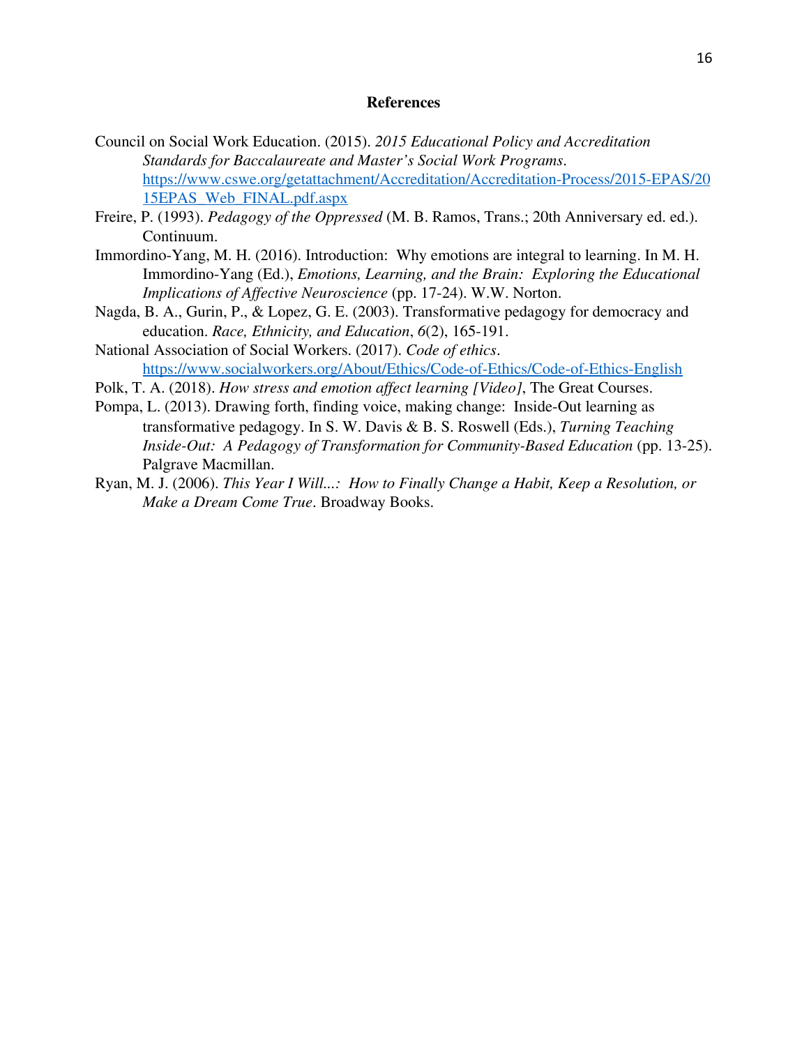## References

Council on Social Work Education. (2015). *2015 Educational Policy and Accreditation Standards for Baccalaureate and Master's Social Work Programs.* https://www.cswe.org/getattachment/Accreditation/Accreditation-Process/2015-EPAS/2015EPAS_Web_FINAL.pdf.aspx

Freire, P. (1993). *Pedagogy of the Oppressed* (M. B. Ramos, Trans.; 20th Anniversary ed. ed.). Continuum.

Immordino-Yang, M. H. (2016). Introduction: Why emotions are integral to learning. In M. H. Immordino-Yang (Ed.), *Emotions, Learning, and the Brain: Exploring the Educational Implications of Affective Neuroscience* (pp. 17-24). W.W. Norton.

Nagda, B. A., Gurin, P., & Lopez, G. E. (2003). Transformative pedagogy for democracy and education. *Race, Ethnicity, and Education*, *6*(2), 165-191.

National Association of Social Workers. (2017). *Code of ethics*. https://www.socialworkers.org/About/Ethics/Code-of-Ethics/Code-of-Ethics-English

Polk, T. A. (2018). *How stress and emotion affect learning [Video]*, The Great Courses.

Pompa, L. (2013). Drawing forth, finding voice, making change: Inside-Out learning as transformative pedagogy. In S. W. Davis & B. S. Roswell (Eds.), *Turning Teaching Inside-Out: A Pedagogy of Transformation for Community-Based Education* (pp. 13-25). Palgrave Macmillan.

Ryan, M. J. (2006). *This Year I Will...: How to Finally Change a Habit, Keep a Resolution, or Make a Dream Come True*. Broadway Books.